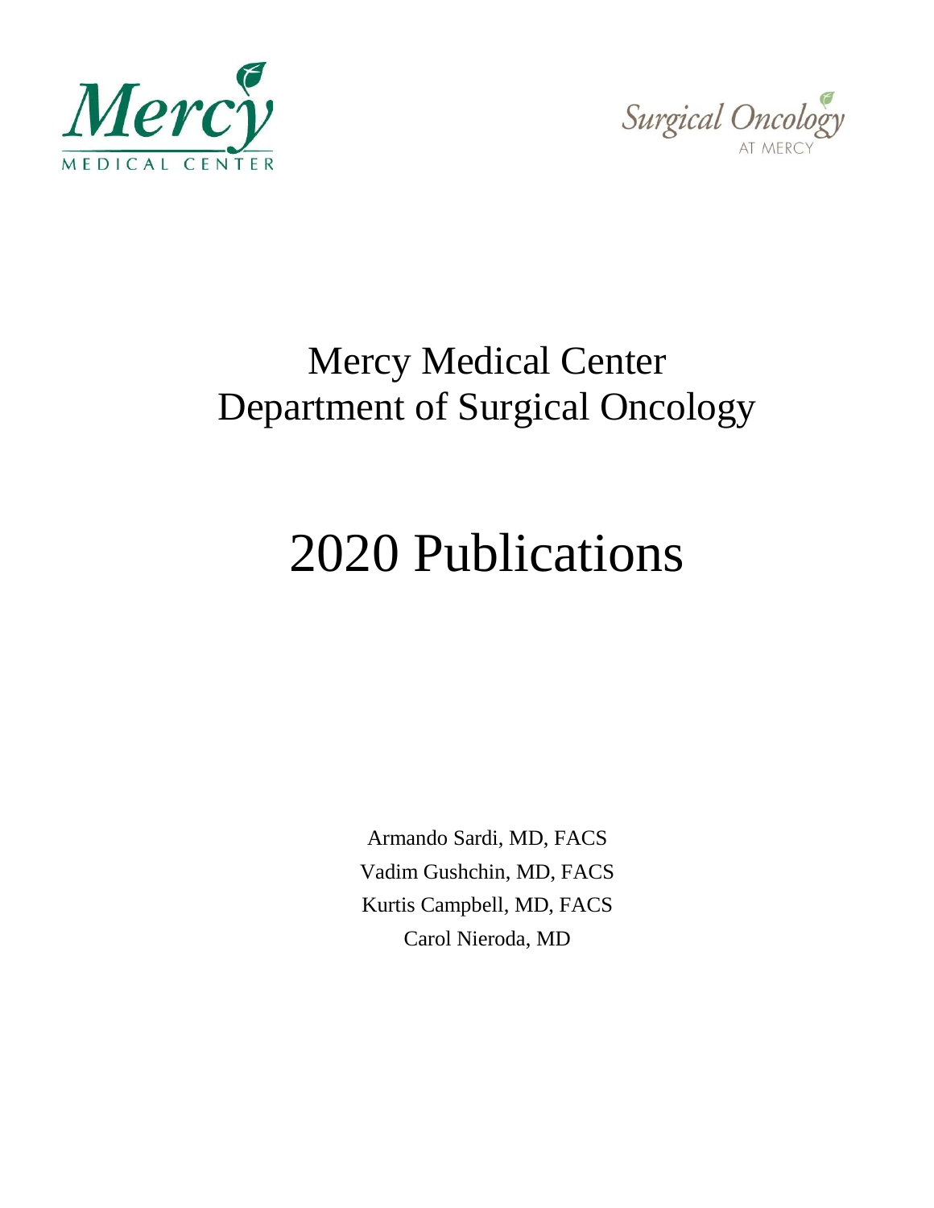Mercy MEDICAL CENTER

Surgical Oncology AT MERCY

# Mercy Medical Center
# Department of Surgical Oncology

# 2020 Publications

Armando Sardi, MD, FACS
Vadim Gushchin, MD, FACS
Kurtis Campbell, MD, FACS
Carol Nieroda, MD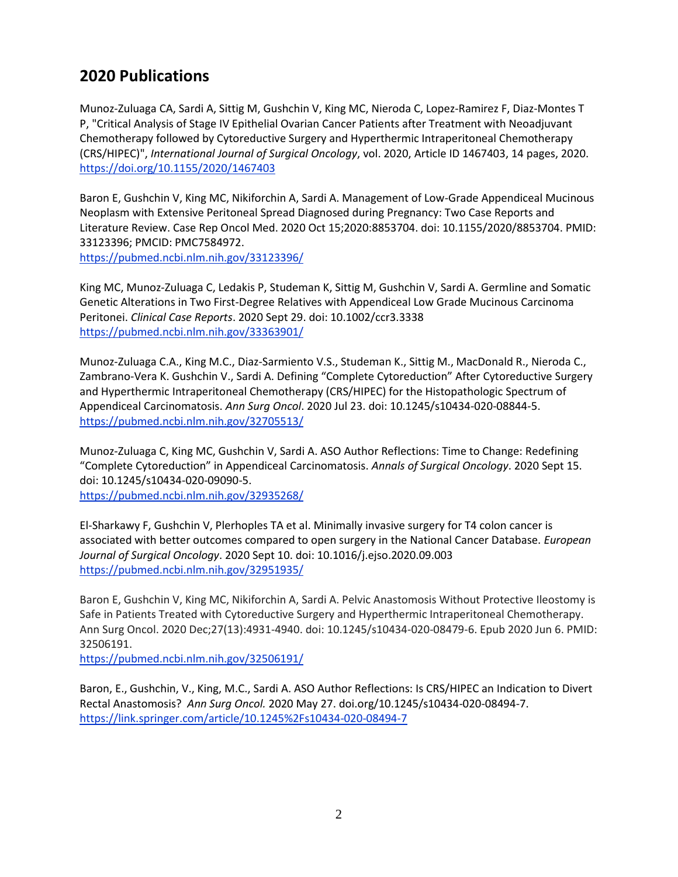## 2020 Publications

Munoz-Zuluaga CA, Sardi A, Sittig M, Gushchin V, King MC, Nieroda C, Lopez-Ramirez F, Diaz-Montes T P, "Critical Analysis of Stage IV Epithelial Ovarian Cancer Patients after Treatment with Neoadjuvant Chemotherapy followed by Cytoreductive Surgery and Hyperthermic Intraperitoneal Chemotherapy (CRS/HIPEC)", *International Journal of Surgical Oncology*, vol. 2020, Article ID 1467403, 14 pages, 2020. https://doi.org/10.1155/2020/1467403

Baron E, Gushchin V, King MC, Nikiforchin A, Sardi A. Management of Low-Grade Appendiceal Mucinous Neoplasm with Extensive Peritoneal Spread Diagnosed during Pregnancy: Two Case Reports and Literature Review. Case Rep Oncol Med. 2020 Oct 15;2020:8853704. doi: 10.1155/2020/8853704. PMID: 33123396; PMCID: PMC7584972.
https://pubmed.ncbi.nlm.nih.gov/33123396/

King MC, Munoz-Zuluaga C, Ledakis P, Studeman K, Sittig M, Gushchin V, Sardi A. Germline and Somatic Genetic Alterations in Two First-Degree Relatives with Appendiceal Low Grade Mucinous Carcinoma Peritonei. *Clinical Case Reports*. 2020 Sept 29. doi: 10.1002/ccr3.3338
https://pubmed.ncbi.nlm.nih.gov/33363901/

Munoz-Zuluaga C.A., King M.C., Diaz-Sarmiento V.S., Studeman K., Sittig M., MacDonald R., Nieroda C., Zambrano-Vera K. Gushchin V., Sardi A. Defining "Complete Cytoreduction" After Cytoreductive Surgery and Hyperthermic Intraperitoneal Chemotherapy (CRS/HIPEC) for the Histopathologic Spectrum of Appendiceal Carcinomatosis. *Ann Surg Oncol*. 2020 Jul 23. doi: 10.1245/s10434-020-08844-5.
https://pubmed.ncbi.nlm.nih.gov/32705513/

Munoz-Zuluaga C, King MC, Gushchin V, Sardi A. ASO Author Reflections: Time to Change: Redefining "Complete Cytoreduction" in Appendiceal Carcinomatosis. *Annals of Surgical Oncology*. 2020 Sept 15. doi: 10.1245/s10434-020-09090-5.
https://pubmed.ncbi.nlm.nih.gov/32935268/

El-Sharkawy F, Gushchin V, Plerhoples TA et al. Minimally invasive surgery for T4 colon cancer is associated with better outcomes compared to open surgery in the National Cancer Database. *European Journal of Surgical Oncology*. 2020 Sept 10. doi: 10.1016/j.ejso.2020.09.003
https://pubmed.ncbi.nlm.nih.gov/32951935/

Baron E, Gushchin V, King MC, Nikiforchin A, Sardi A. Pelvic Anastomosis Without Protective Ileostomy is Safe in Patients Treated with Cytoreductive Surgery and Hyperthermic Intraperitoneal Chemotherapy. Ann Surg Oncol. 2020 Dec;27(13):4931-4940. doi: 10.1245/s10434-020-08479-6. Epub 2020 Jun 6. PMID: 32506191.
https://pubmed.ncbi.nlm.nih.gov/32506191/

Baron, E., Gushchin, V., King, M.C., Sardi A. ASO Author Reflections: Is CRS/HIPEC an Indication to Divert Rectal Anastomosis? *Ann Surg Oncol.* 2020 May 27. doi.org/10.1245/s10434-020-08494-7.
https://link.springer.com/article/10.1245%2Fs10434-020-08494-7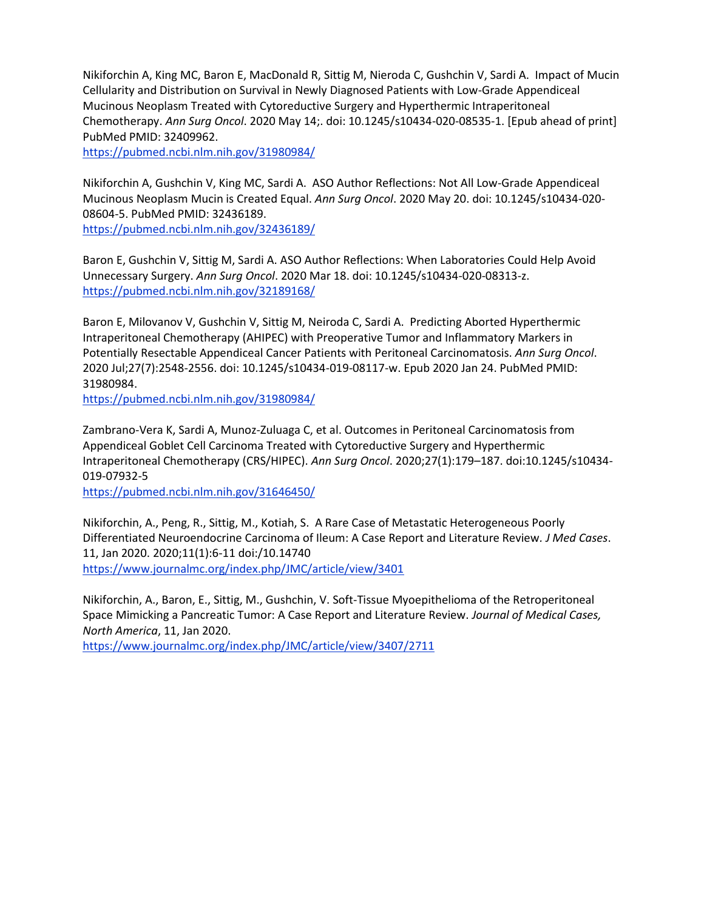Nikiforchin A, King MC, Baron E, MacDonald R, Sittig M, Nieroda C, Gushchin V, Sardi A. Impact of Mucin Cellularity and Distribution on Survival in Newly Diagnosed Patients with Low-Grade Appendiceal Mucinous Neoplasm Treated with Cytoreductive Surgery and Hyperthermic Intraperitoneal Chemotherapy. *Ann Surg Oncol*. 2020 May 14;. doi: 10.1245/s10434-020-08535-1. [Epub ahead of print] PubMed PMID: 32409962.
https://pubmed.ncbi.nlm.nih.gov/31980984/

Nikiforchin A, Gushchin V, King MC, Sardi A. ASO Author Reflections: Not All Low-Grade Appendiceal Mucinous Neoplasm Mucin is Created Equal. *Ann Surg Oncol*. 2020 May 20. doi: 10.1245/s10434-020-08604-5. PubMed PMID: 32436189.
https://pubmed.ncbi.nlm.nih.gov/32436189/

Baron E, Gushchin V, Sittig M, Sardi A. ASO Author Reflections: When Laboratories Could Help Avoid Unnecessary Surgery. *Ann Surg Oncol*. 2020 Mar 18. doi: 10.1245/s10434-020-08313-z.
https://pubmed.ncbi.nlm.nih.gov/32189168/

Baron E, Milovanov V, Gushchin V, Sittig M, Neiroda C, Sardi A. Predicting Aborted Hyperthermic Intraperitoneal Chemotherapy (AHIPEC) with Preoperative Tumor and Inflammatory Markers in Potentially Resectable Appendiceal Cancer Patients with Peritoneal Carcinomatosis. *Ann Surg Oncol*. 2020 Jul;27(7):2548-2556. doi: 10.1245/s10434-019-08117-w. Epub 2020 Jan 24. PubMed PMID: 31980984.
https://pubmed.ncbi.nlm.nih.gov/31980984/

Zambrano-Vera K, Sardi A, Munoz-Zuluaga C, et al. Outcomes in Peritoneal Carcinomatosis from Appendiceal Goblet Cell Carcinoma Treated with Cytoreductive Surgery and Hyperthermic Intraperitoneal Chemotherapy (CRS/HIPEC). *Ann Surg Oncol*. 2020;27(1):179–187. doi:10.1245/s10434-019-07932-5
https://pubmed.ncbi.nlm.nih.gov/31646450/

Nikiforchin, A., Peng, R., Sittig, M., Kotiah, S. A Rare Case of Metastatic Heterogeneous Poorly Differentiated Neuroendocrine Carcinoma of Ileum: A Case Report and Literature Review. *J Med Cases*. 11, Jan 2020. 2020;11(1):6-11 doi:/10.14740
https://www.journalmc.org/index.php/JMC/article/view/3401

Nikiforchin, A., Baron, E., Sittig, M., Gushchin, V. Soft-Tissue Myoepithelioma of the Retroperitoneal Space Mimicking a Pancreatic Tumor: A Case Report and Literature Review. *Journal of Medical Cases, North America*, 11, Jan 2020.
https://www.journalmc.org/index.php/JMC/article/view/3407/2711